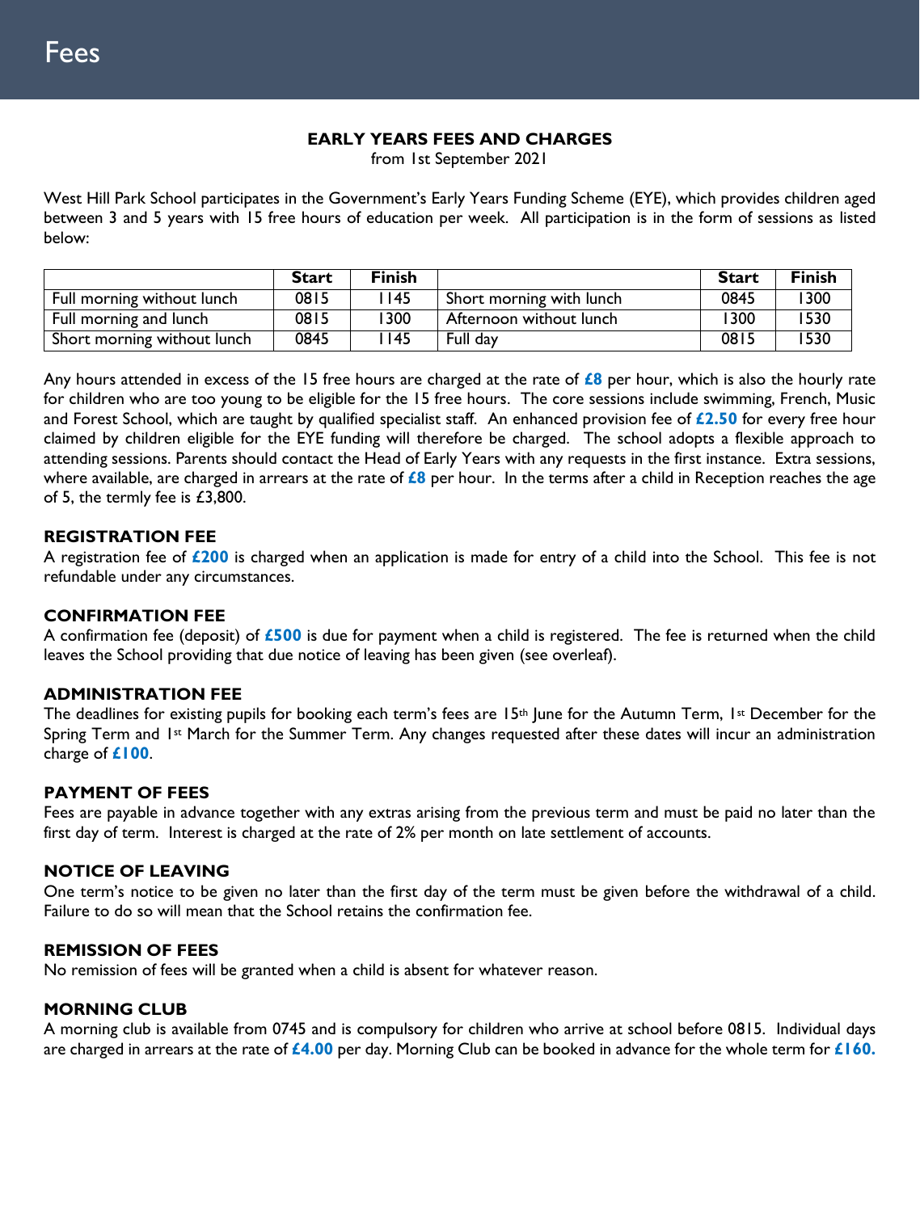# Fees

**EARLY YEARS FEES AND CHARGES**

from 1st September 2021

West Hill Park School participates in the Government's Early Years Funding Scheme (EYE), which provides children aged between 3 and 5 years with 15 free hours of education per week. All participation is in the form of sessions as listed below:

| | Start | Finish | | Start | Finish |
|---|---|---|---|---|---|
| Full morning without lunch | 0815 | 1145 | Short morning with lunch | 0845 | 1300 |
| Full morning and lunch | 0815 | 1300 | Afternoon without lunch | 1300 | 1530 |
| Short morning without lunch | 0845 | 1145 | Full day | 0815 | 1530 |

Any hours attended in excess of the 15 free hours are charged at the rate of **£8** per hour, which is also the hourly rate for children who are too young to be eligible for the 15 free hours. The core sessions include swimming, French, Music and Forest School, which are taught by qualified specialist staff. An enhanced provision fee of **£2.50** for every free hour claimed by children eligible for the EYE funding will therefore be charged. The school adopts a flexible approach to attending sessions. Parents should contact the Head of Early Years with any requests in the first instance. Extra sessions, where available, are charged in arrears at the rate of **£8** per hour. In the terms after a child in Reception reaches the age of 5, the termly fee is £3,800.

### REGISTRATION FEE

A registration fee of **£200** is charged when an application is made for entry of a child into the School. This fee is not refundable under any circumstances.

### CONFIRMATION FEE

A confirmation fee (deposit) of **£500** is due for payment when a child is registered. The fee is returned when the child leaves the School providing that due notice of leaving has been given (see overleaf).

### ADMINISTRATION FEE

The deadlines for existing pupils for booking each term's fees are 15th June for the Autumn Term, 1st December for the Spring Term and 1st March for the Summer Term. Any changes requested after these dates will incur an administration charge of **£100**.

### PAYMENT OF FEES

Fees are payable in advance together with any extras arising from the previous term and must be paid no later than the first day of term. Interest is charged at the rate of 2% per month on late settlement of accounts.

### NOTICE OF LEAVING

One term's notice to be given no later than the first day of the term must be given before the withdrawal of a child. Failure to do so will mean that the School retains the confirmation fee.

### REMISSION OF FEES

No remission of fees will be granted when a child is absent for whatever reason.

### MORNING CLUB

A morning club is available from 0745 and is compulsory for children who arrive at school before 0815. Individual days are charged in arrears at the rate of **£4.00** per day. Morning Club can be booked in advance for the whole term for **£160.**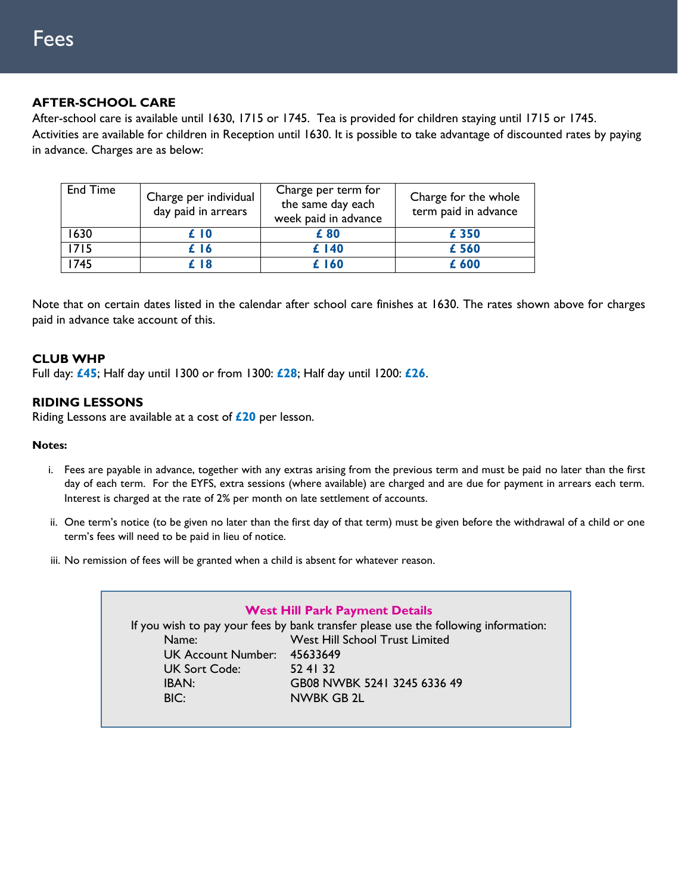# Fees

## AFTER-SCHOOL CARE

After-school care is available until 1630, 1715 or 1745. Tea is provided for children staying until 1715 or 1745. Activities are available for children in Reception until 1630. It is possible to take advantage of discounted rates by paying in advance. Charges are as below:

| End Time | Charge per individual day paid in arrears | Charge per term for the same day each week paid in advance | Charge for the whole term paid in advance |
|---|---|---|---|
| 1630 | **£ 10** | **£ 80** | **£ 350** |
| 1715 | **£ 16** | **£ 140** | **£ 560** |
| 1745 | **£ 18** | **£ 160** | **£ 600** |

Note that on certain dates listed in the calendar after school care finishes at 1630. The rates shown above for charges paid in advance take account of this.

## CLUB WHP

Full day: **£45**; Half day until 1300 or from 1300: **£28**; Half day until 1200: **£26**.

## RIDING LESSONS

Riding Lessons are available at a cost of **£20** per lesson.

**Notes:**

i. Fees are payable in advance, together with any extras arising from the previous term and must be paid no later than the first day of each term. For the EYFS, extra sessions (where available) are charged and are due for payment in arrears each term. Interest is charged at the rate of 2% per month on late settlement of accounts.

ii. One term's notice (to be given no later than the first day of that term) must be given before the withdrawal of a child or one term's fees will need to be paid in lieu of notice.

iii. No remission of fees will be granted when a child is absent for whatever reason.

**West Hill Park Payment Details**

If you wish to pay your fees by bank transfer please use the following information:

Name: West Hill School Trust Limited
UK Account Number: 45633649
UK Sort Code: 52 41 32
IBAN: GB08 NWBK 5241 3245 6336 49
BIC: NWBK GB 2L